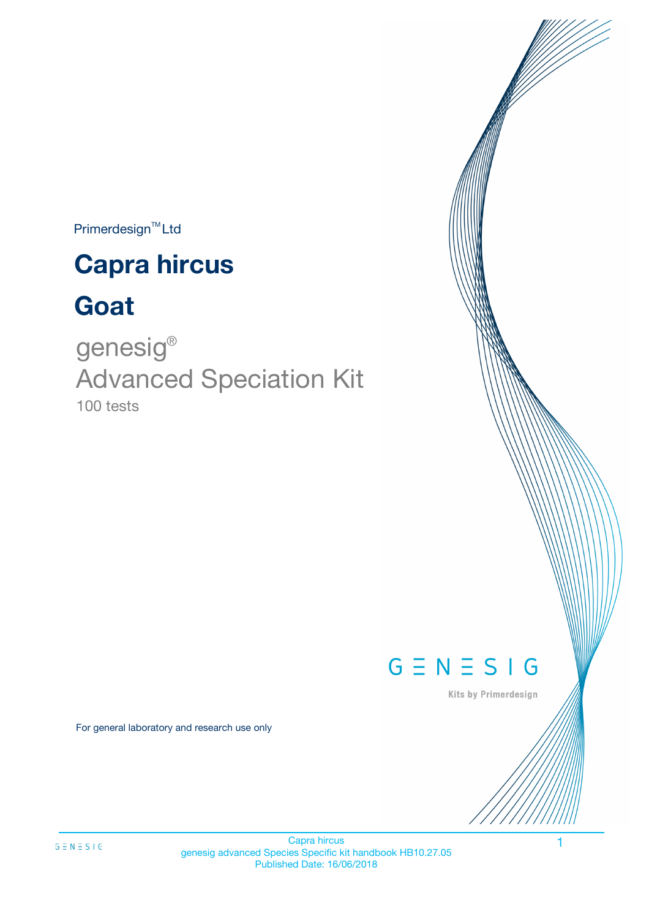Primerdesign™ Ltd

# Capra hircus

# Goat

genesig®

Advanced Speciation Kit

100 tests

GENESIG

Kits by Primerdesign

For general laboratory and research use only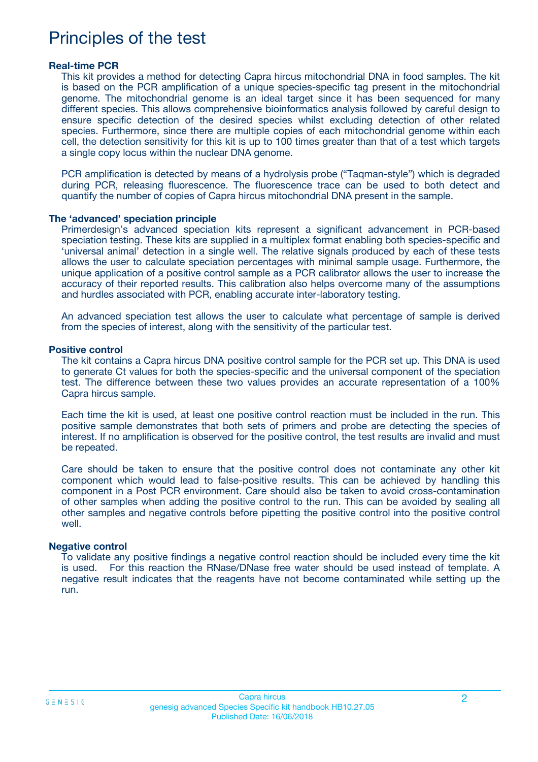# Principles of the test

### Real-time PCR

This kit provides a method for detecting Capra hircus mitochondrial DNA in food samples. The kit is based on the PCR amplification of a unique species-specific tag present in the mitochondrial genome. The mitochondrial genome is an ideal target since it has been sequenced for many different species. This allows comprehensive bioinformatics analysis followed by careful design to ensure specific detection of the desired species whilst excluding detection of other related species. Furthermore, since there are multiple copies of each mitochondrial genome within each cell, the detection sensitivity for this kit is up to 100 times greater than that of a test which targets a single copy locus within the nuclear DNA genome.

PCR amplification is detected by means of a hydrolysis probe ("Taqman-style") which is degraded during PCR, releasing fluorescence. The fluorescence trace can be used to both detect and quantify the number of copies of Capra hircus mitochondrial DNA present in the sample.

### The 'advanced' speciation principle

Primerdesign's advanced speciation kits represent a significant advancement in PCR-based speciation testing. These kits are supplied in a multiplex format enabling both species-specific and 'universal animal' detection in a single well. The relative signals produced by each of these tests allows the user to calculate speciation percentages with minimal sample usage. Furthermore, the unique application of a positive control sample as a PCR calibrator allows the user to increase the accuracy of their reported results. This calibration also helps overcome many of the assumptions and hurdles associated with PCR, enabling accurate inter-laboratory testing.

An advanced speciation test allows the user to calculate what percentage of sample is derived from the species of interest, along with the sensitivity of the particular test.

### Positive control

The kit contains a Capra hircus DNA positive control sample for the PCR set up. This DNA is used to generate Ct values for both the species-specific and the universal component of the speciation test. The difference between these two values provides an accurate representation of a 100% Capra hircus sample.

Each time the kit is used, at least one positive control reaction must be included in the run. This positive sample demonstrates that both sets of primers and probe are detecting the species of interest. If no amplification is observed for the positive control, the test results are invalid and must be repeated.

Care should be taken to ensure that the positive control does not contaminate any other kit component which would lead to false-positive results. This can be achieved by handling this component in a Post PCR environment. Care should also be taken to avoid cross-contamination of other samples when adding the positive control to the run. This can be avoided by sealing all other samples and negative controls before pipetting the positive control into the positive control well.

### Negative control

To validate any positive findings a negative control reaction should be included every time the kit is used. For this reaction the RNase/DNase free water should be used instead of template. A negative result indicates that the reagents have not become contaminated while setting up the run.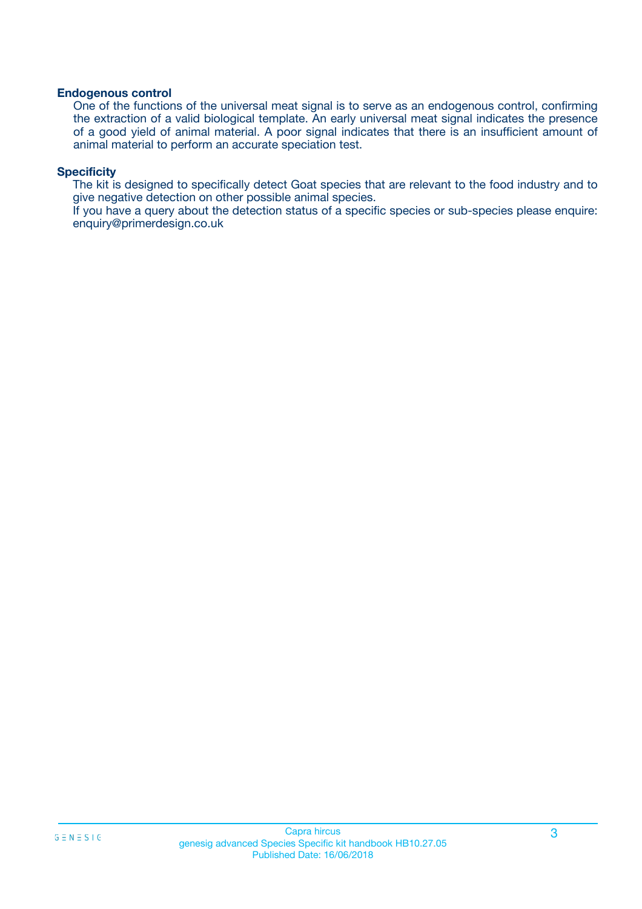### Endogenous control

One of the functions of the universal meat signal is to serve as an endogenous control, confirming the extraction of a valid biological template. An early universal meat signal indicates the presence of a good yield of animal material. A poor signal indicates that there is an insufficient amount of animal material to perform an accurate speciation test.

### Specificity

The kit is designed to specifically detect Goat species that are relevant to the food industry and to give negative detection on other possible animal species.

If you have a query about the detection status of a specific species or sub-species please enquire: enquiry@primerdesign.co.uk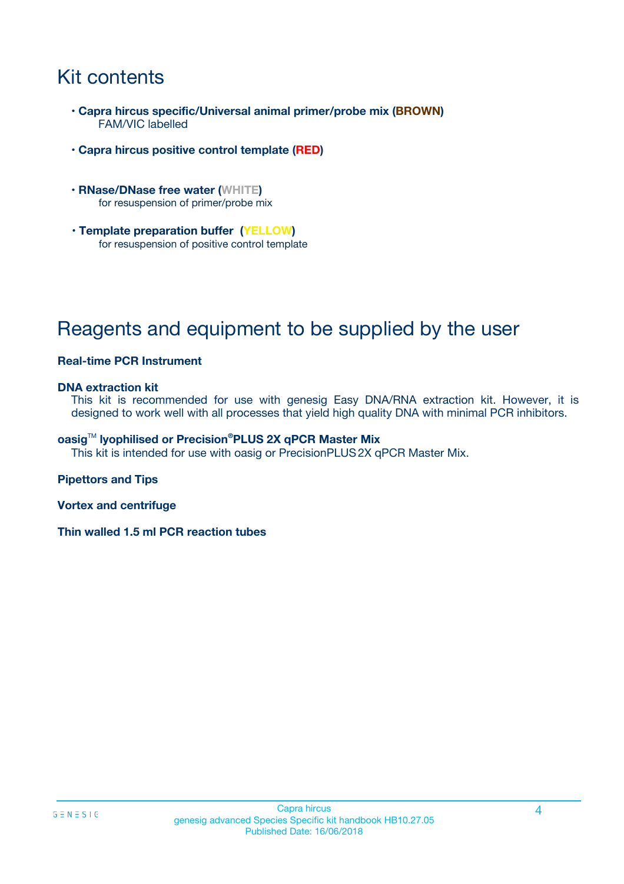# Kit contents

- **Capra hircus specific/Universal animal primer/probe mix (BROWN)**
  FAM/VIC labelled
- **Capra hircus positive control template (RED)**
- **RNase/DNase free water (WHITE)**
  for resuspension of primer/probe mix
- **Template preparation buffer (YELLOW)**
  for resuspension of positive control template

# Reagents and equipment to be supplied by the user

**Real-time PCR Instrument**

**DNA extraction kit**
This kit is recommended for use with genesig Easy DNA/RNA extraction kit. However, it is designed to work well with all processes that yield high quality DNA with minimal PCR inhibitors.

**oasig™ lyophilised or Precision®PLUS 2X qPCR Master Mix**
This kit is intended for use with oasig or PrecisionPLUS 2X qPCR Master Mix.

**Pipettors and Tips**

**Vortex and centrifuge**

**Thin walled 1.5 ml PCR reaction tubes**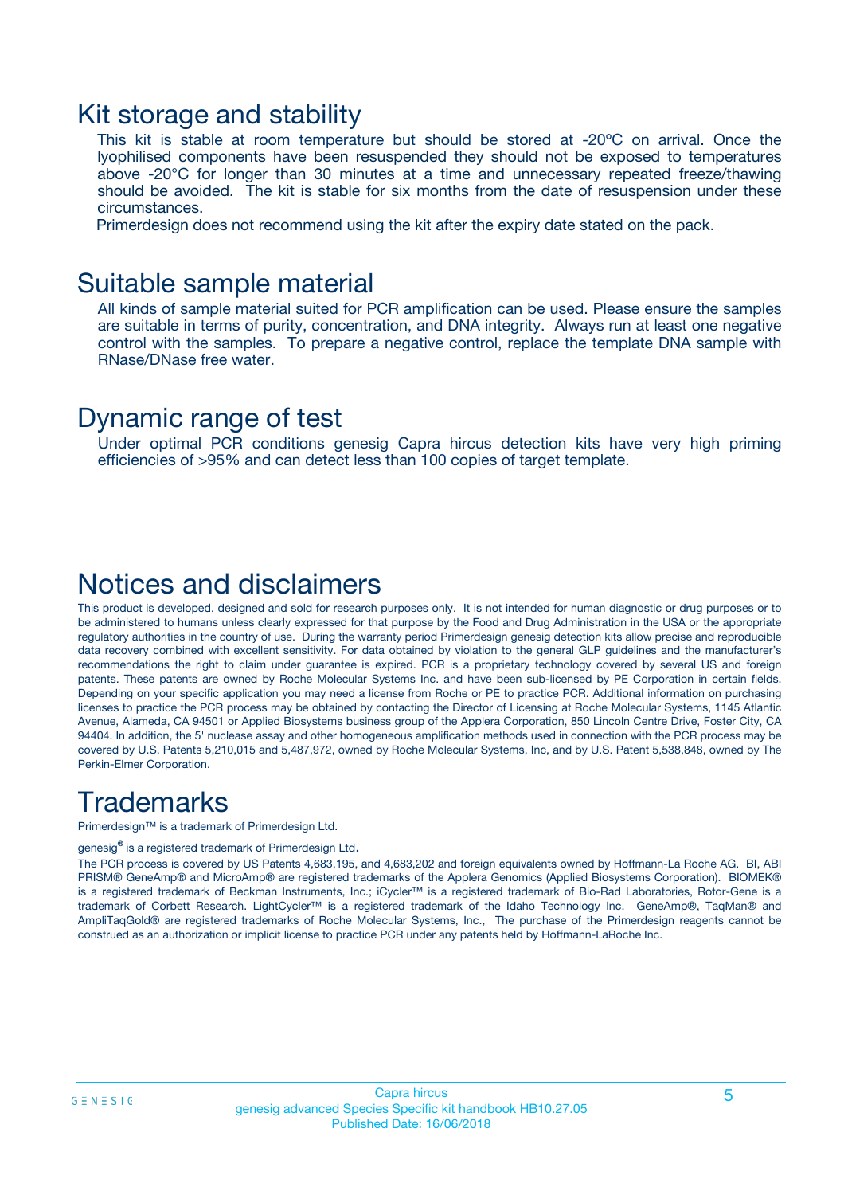## Kit storage and stability

This kit is stable at room temperature but should be stored at -20ºC on arrival. Once the lyophilised components have been resuspended they should not be exposed to temperatures above -20°C for longer than 30 minutes at a time and unnecessary repeated freeze/thawing should be avoided. The kit is stable for six months from the date of resuspension under these circumstances.

Primerdesign does not recommend using the kit after the expiry date stated on the pack.

## Suitable sample material

All kinds of sample material suited for PCR amplification can be used. Please ensure the samples are suitable in terms of purity, concentration, and DNA integrity. Always run at least one negative control with the samples. To prepare a negative control, replace the template DNA sample with RNase/DNase free water.

## Dynamic range of test

Under optimal PCR conditions genesig Capra hircus detection kits have very high priming efficiencies of >95% and can detect less than 100 copies of target template.

# Notices and disclaimers

This product is developed, designed and sold for research purposes only. It is not intended for human diagnostic or drug purposes or to be administered to humans unless clearly expressed for that purpose by the Food and Drug Administration in the USA or the appropriate regulatory authorities in the country of use. During the warranty period Primerdesign genesig detection kits allow precise and reproducible data recovery combined with excellent sensitivity. For data obtained by violation to the general GLP guidelines and the manufacturer's recommendations the right to claim under guarantee is expired. PCR is a proprietary technology covered by several US and foreign patents. These patents are owned by Roche Molecular Systems Inc. and have been sub-licensed by PE Corporation in certain fields. Depending on your specific application you may need a license from Roche or PE to practice PCR. Additional information on purchasing licenses to practice the PCR process may be obtained by contacting the Director of Licensing at Roche Molecular Systems, 1145 Atlantic Avenue, Alameda, CA 94501 or Applied Biosystems business group of the Applera Corporation, 850 Lincoln Centre Drive, Foster City, CA 94404. In addition, the 5' nuclease assay and other homogeneous amplification methods used in connection with the PCR process may be covered by U.S. Patents 5,210,015 and 5,487,972, owned by Roche Molecular Systems, Inc, and by U.S. Patent 5,538,848, owned by The Perkin-Elmer Corporation.

# Trademarks

Primerdesign™ is a trademark of Primerdesign Ltd.

genesig® is a registered trademark of Primerdesign Ltd.

The PCR process is covered by US Patents 4,683,195, and 4,683,202 and foreign equivalents owned by Hoffmann-La Roche AG. BI, ABI PRISM® GeneAmp® and MicroAmp® are registered trademarks of the Applera Genomics (Applied Biosystems Corporation). BIOMEK® is a registered trademark of Beckman Instruments, Inc.; iCycler™ is a registered trademark of Bio-Rad Laboratories, Rotor-Gene is a trademark of Corbett Research. LightCycler™ is a registered trademark of the Idaho Technology Inc. GeneAmp®, TaqMan® and AmpliTaqGold® are registered trademarks of Roche Molecular Systems, Inc., The purchase of the Primerdesign reagents cannot be construed as an authorization or implicit license to practice PCR under any patents held by Hoffmann-LaRoche Inc.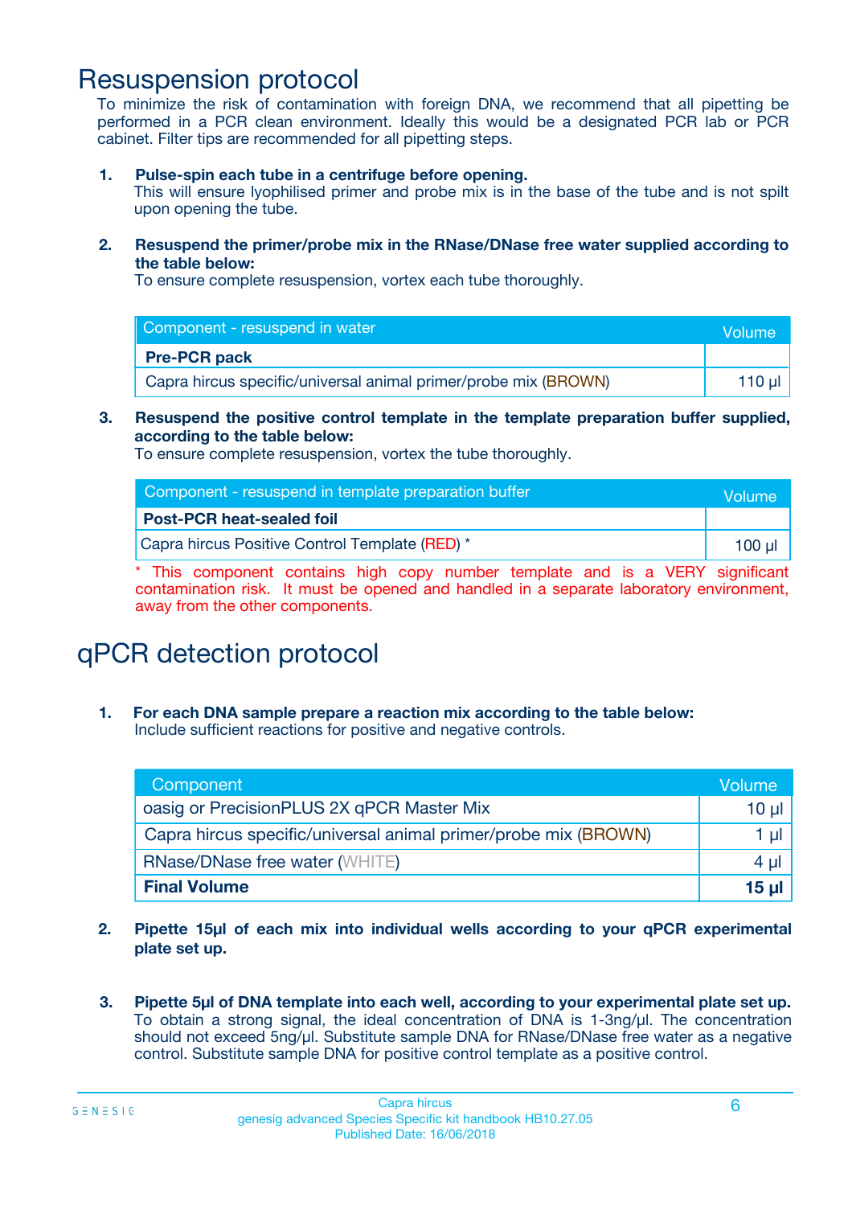# Resuspension protocol

To minimize the risk of contamination with foreign DNA, we recommend that all pipetting be performed in a PCR clean environment. Ideally this would be a designated PCR lab or PCR cabinet. Filter tips are recommended for all pipetting steps.

1. **Pulse-spin each tube in a centrifuge before opening.**
   This will ensure lyophilised primer and probe mix is in the base of the tube and is not spilt upon opening the tube.

2. **Resuspend the primer/probe mix in the RNase/DNase free water supplied according to the table below:**
   To ensure complete resuspension, vortex each tube thoroughly.

| Component - resuspend in water | Volume |
|---|---|
| **Pre-PCR pack** | |
| Capra hircus specific/universal animal primer/probe mix (BROWN) | 110 µl |

3. **Resuspend the positive control template in the template preparation buffer supplied, according to the table below:**
   To ensure complete resuspension, vortex the tube thoroughly.

| Component - resuspend in template preparation buffer | Volume |
|---|---|
| **Post-PCR heat-sealed foil** | |
| Capra hircus Positive Control Template (RED) * | 100 µl |

* This component contains high copy number template and is a VERY significant contamination risk. It must be opened and handled in a separate laboratory environment, away from the other components.

# qPCR detection protocol

1. **For each DNA sample prepare a reaction mix according to the table below:**
   Include sufficient reactions for positive and negative controls.

| Component | Volume |
|---|---|
| oasig or PrecisionPLUS 2X qPCR Master Mix | 10 µl |
| Capra hircus specific/universal animal primer/probe mix (BROWN) | 1 µl |
| RNase/DNase free water (WHITE) | 4 µl |
| **Final Volume** | **15 µl** |

2. **Pipette 15µl of each mix into individual wells according to your qPCR experimental plate set up.**

3. **Pipette 5µl of DNA template into each well, according to your experimental plate set up.**
   To obtain a strong signal, the ideal concentration of DNA is 1-3ng/µl. The concentration should not exceed 5ng/µl. Substitute sample DNA for RNase/DNase free water as a negative control. Substitute sample DNA for positive control template as a positive control.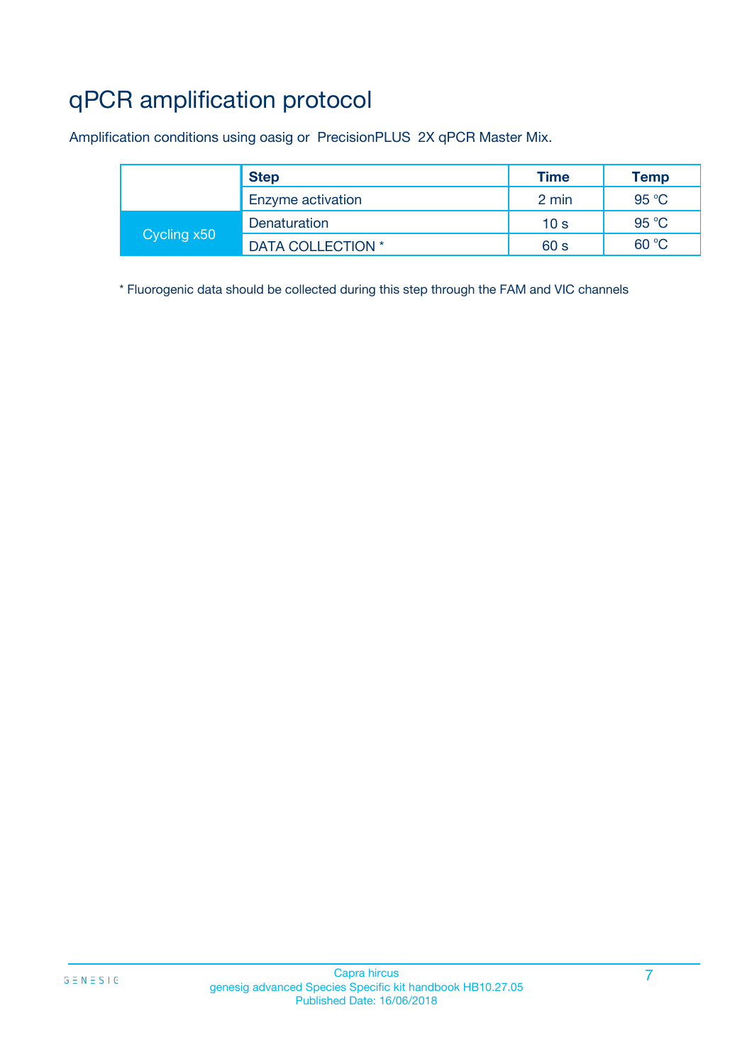# qPCR amplification protocol

Amplification conditions using oasig or PrecisionPLUS 2X qPCR Master Mix.

| | Step | Time | Temp |
|---|---|---|---|
| | Enzyme activation | 2 min | 95 °C |
| Cycling x50 | Denaturation | 10 s | 95 °C |
| | DATA COLLECTION * | 60 s | 60 °C |

* Fluorogenic data should be collected during this step through the FAM and VIC channels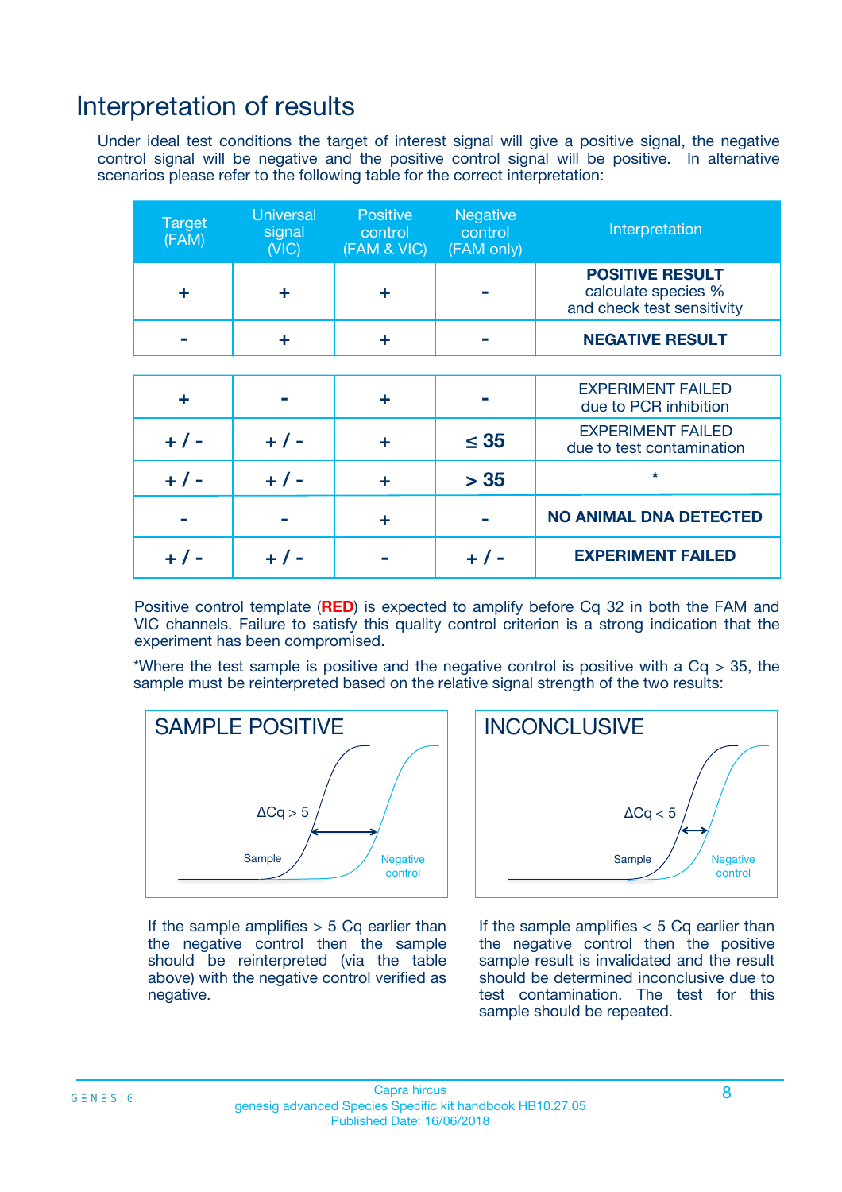# Interpretation of results

Under ideal test conditions the target of interest signal will give a positive signal, the negative control signal will be negative and the positive control signal will be positive. In alternative scenarios please refer to the following table for the correct interpretation:

| Target (FAM) | Universal signal (VIC) | Positive control (FAM & VIC) | Negative control (FAM only) | Interpretation |
|---|---|---|---|---|
| + | + | + | - | **POSITIVE RESULT** calculate species % and check test sensitivity |
| - | + | + | - | **NEGATIVE RESULT** |
| + | - | + | - | EXPERIMENT FAILED due to PCR inhibition |
| + / - | + / - | + | ≤ 35 | EXPERIMENT FAILED due to test contamination |
| + / - | + / - | + | > 35 | * |
| - | - | + | - | **NO ANIMAL DNA DETECTED** |
| + / - | + / - | - | + / - | **EXPERIMENT FAILED** |

Positive control template (**RED**) is expected to amplify before Cq 32 in both the FAM and VIC channels. Failure to satisfy this quality control criterion is a strong indication that the experiment has been compromised.

*Where the test sample is positive and the negative control is positive with a Cq > 35, the sample must be reinterpreted based on the relative signal strength of the two results:

**SAMPLE POSITIVE**

ΔCq > 5

Sample

Negative control

If the sample amplifies > 5 Cq earlier than the negative control then the sample should be reinterpreted (via the table above) with the negative control verified as negative.

**INCONCLUSIVE**

ΔCq < 5

Sample

Negative control

If the sample amplifies < 5 Cq earlier than the negative control then the positive sample result is invalidated and the result should be determined inconclusive due to test contamination. The test for this sample should be repeated.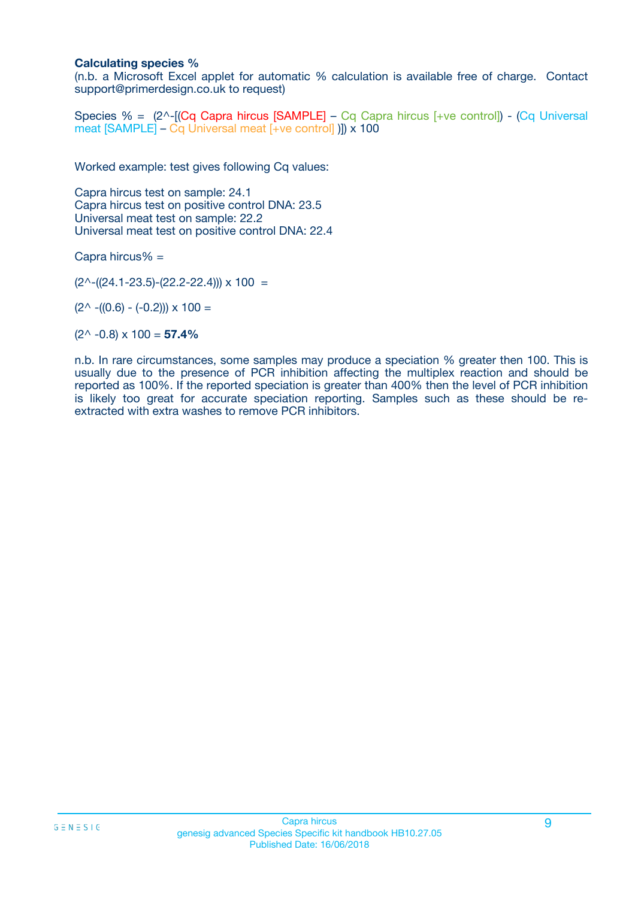**Calculating species %**

(n.b. a Microsoft Excel applet for automatic % calculation is available free of charge. Contact support@primerdesign.co.uk to request)

Species % = (2^-[(Cq Capra hircus [SAMPLE] – Cq Capra hircus [+ve control]) - (Cq Universal meat [SAMPLE] – Cq Universal meat [+ve control] )]) x 100

Worked example: test gives following Cq values:

Capra hircus test on sample: 24.1
Capra hircus test on positive control DNA: 23.5
Universal meat test on sample: 22.2
Universal meat test on positive control DNA: 22.4

Capra hircus% =

(2^-((24.1-23.5)-(22.2-22.4))) x 100 =

(2^ -((0.6) - (-0.2))) x 100 =

(2^ -0.8) x 100 = **57.4%**

n.b. In rare circumstances, some samples may produce a speciation % greater then 100. This is usually due to the presence of PCR inhibition affecting the multiplex reaction and should be reported as 100%. If the reported speciation is greater than 400% then the level of PCR inhibition is likely too great for accurate speciation reporting. Samples such as these should be re-extracted with extra washes to remove PCR inhibitors.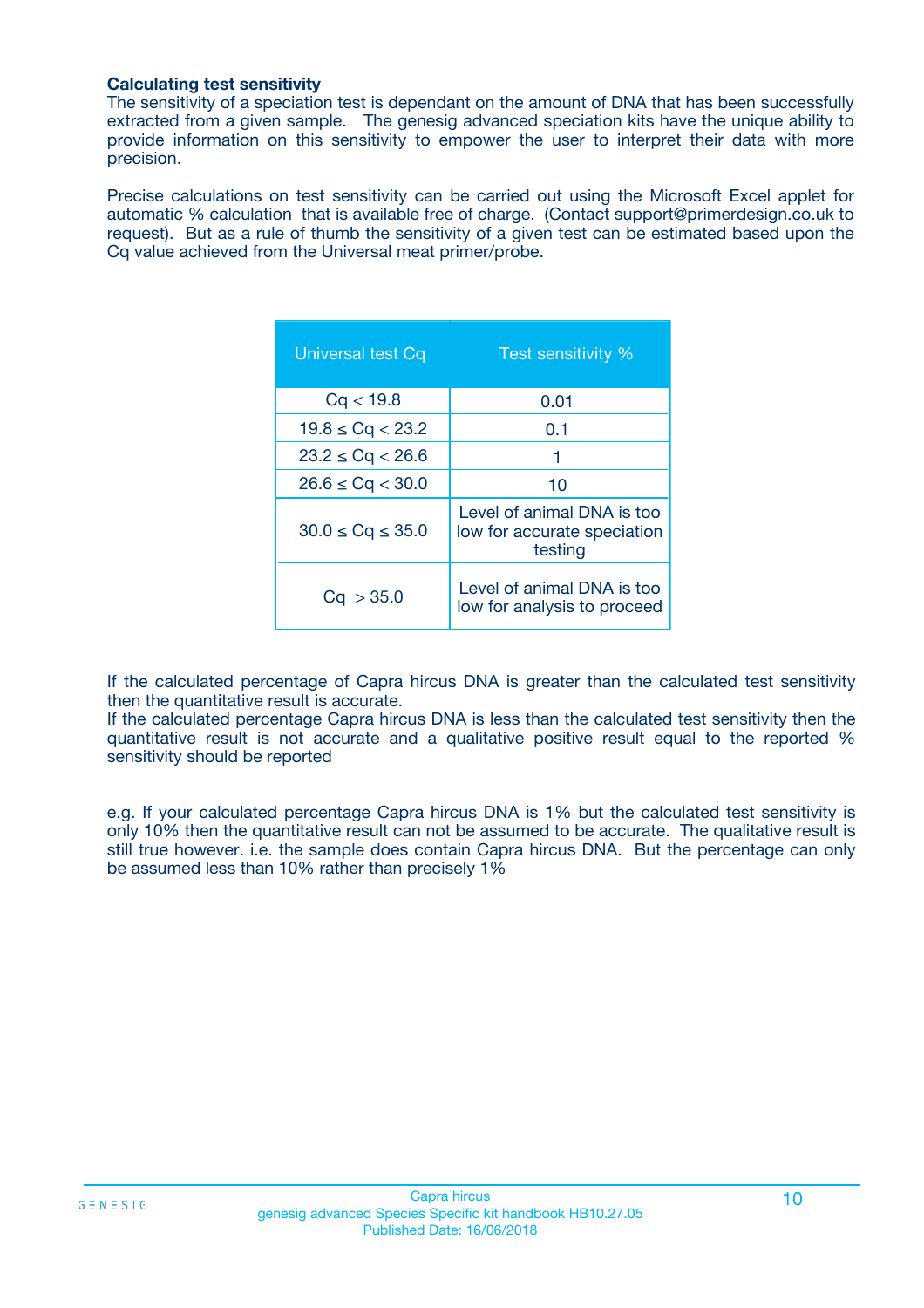### Calculating test sensitivity

The sensitivity of a speciation test is dependant on the amount of DNA that has been successfully extracted from a given sample. The genesig advanced speciation kits have the unique ability to provide information on this sensitivity to empower the user to interpret their data with more precision.

Precise calculations on test sensitivity can be carried out using the Microsoft Excel applet for automatic % calculation that is available free of charge. (Contact support@primerdesign.co.uk to request). But as a rule of thumb the sensitivity of a given test can be estimated based upon the Cq value achieved from the Universal meat primer/probe.

| Universal test Cq | Test sensitivity % |
|---|---|
| Cq < 19.8 | 0.01 |
| 19.8 ≤ Cq < 23.2 | 0.1 |
| 23.2 ≤ Cq < 26.6 | 1 |
| 26.6 ≤ Cq < 30.0 | 10 |
| 30.0 ≤ Cq ≤ 35.0 | Level of animal DNA is too low for accurate speciation testing |
| Cq > 35.0 | Level of animal DNA is too low for analysis to proceed |

If the calculated percentage of Capra hircus DNA is greater than the calculated test sensitivity then the quantitative result is accurate.
If the calculated percentage Capra hircus DNA is less than the calculated test sensitivity then the quantitative result is not accurate and a qualitative positive result equal to the reported % sensitivity should be reported

e.g. If your calculated percentage Capra hircus DNA is 1% but the calculated test sensitivity is only 10% then the quantitative result can not be assumed to be accurate. The qualitative result is still true however. i.e. the sample does contain Capra hircus DNA. But the percentage can only be assumed less than 10% rather than precisely 1%